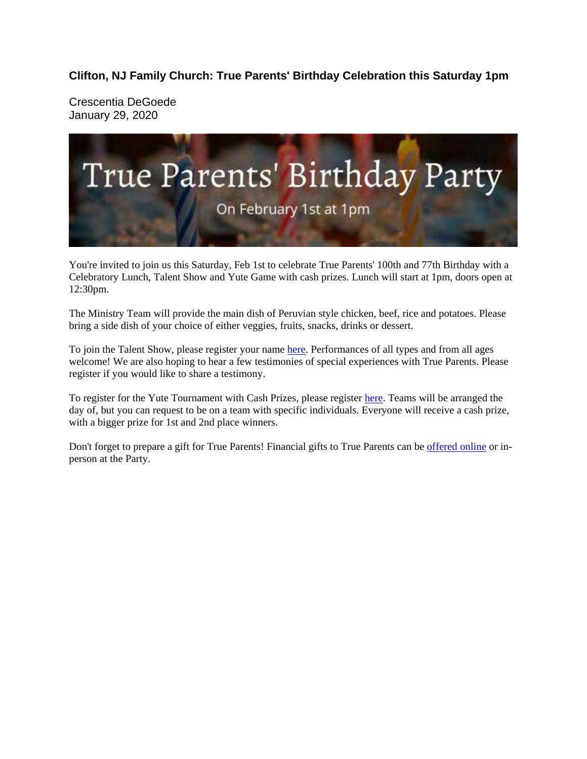## Clifton, NJ Family Church: True Parents' Birthday Celebration this Saturday 1pm

Crescentia DeGoede
January 29, 2020

True Parents' Birthday Party

On February 1st at 1pm

You're invited to join us this Saturday, Feb 1st to celebrate True Parents' 100th and 77th Birthday with a Celebratory Lunch, Talent Show and Yute Game with cash prizes. Lunch will start at 1pm, doors open at 12:30pm.

The Ministry Team will provide the main dish of Peruvian style chicken, beef, rice and potatoes. Please bring a side dish of your choice of either veggies, fruits, snacks, drinks or dessert.

To join the Talent Show, please register your name here. Performances of all types and from all ages welcome! We are also hoping to hear a few testimonies of special experiences with True Parents. Please register if you would like to share a testimony.

To register for the Yute Tournament with Cash Prizes, please register here. Teams will be arranged the day of, but you can request to be on a team with specific individuals. Everyone will receive a cash prize, with a bigger prize for 1st and 2nd place winners.

Don't forget to prepare a gift for True Parents! Financial gifts to True Parents can be offered online or in-person at the Party.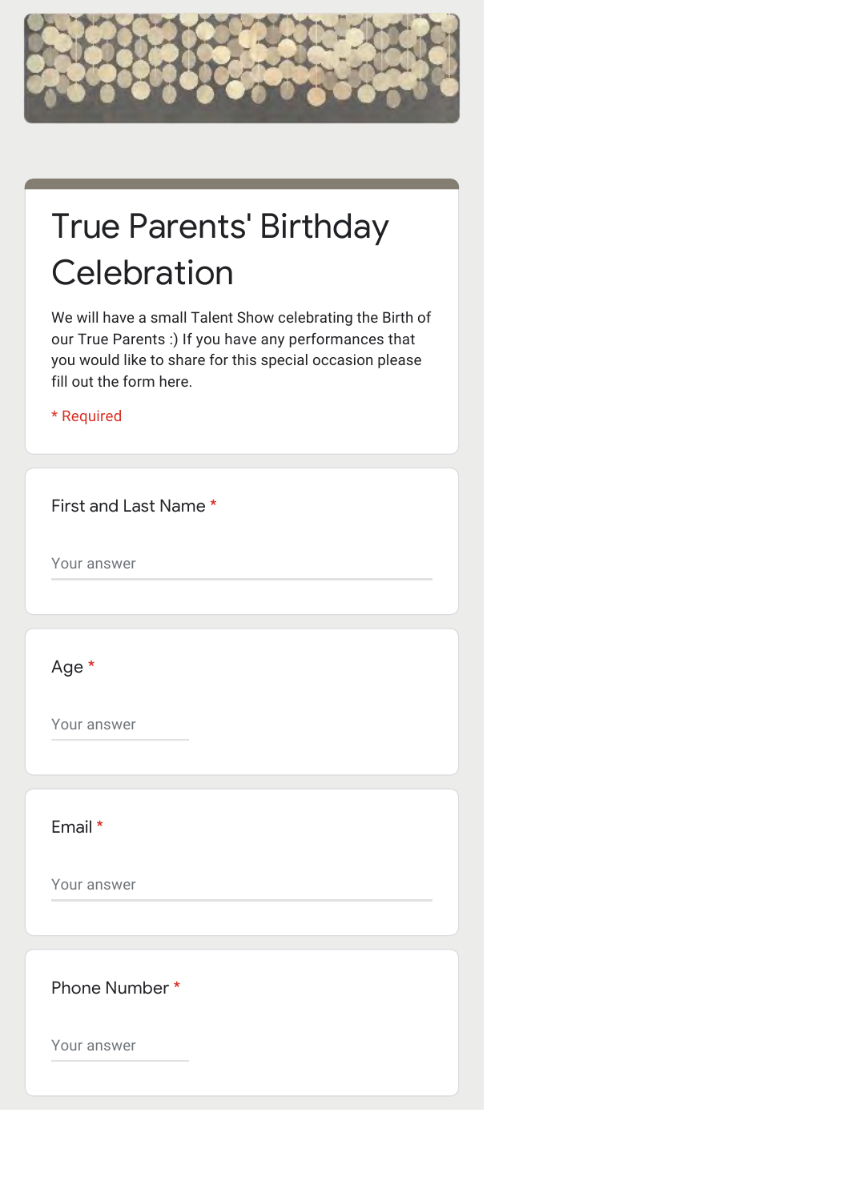# True Parents' Birthday Celebration

We will have a small Talent Show celebrating the Birth of our True Parents :) If you have any performances that you would like to share for this special occasion please fill out the form here.

* Required

First and Last Name *

Your answer

Age *

Your answer

Email *

Your answer

Phone Number *

Your answer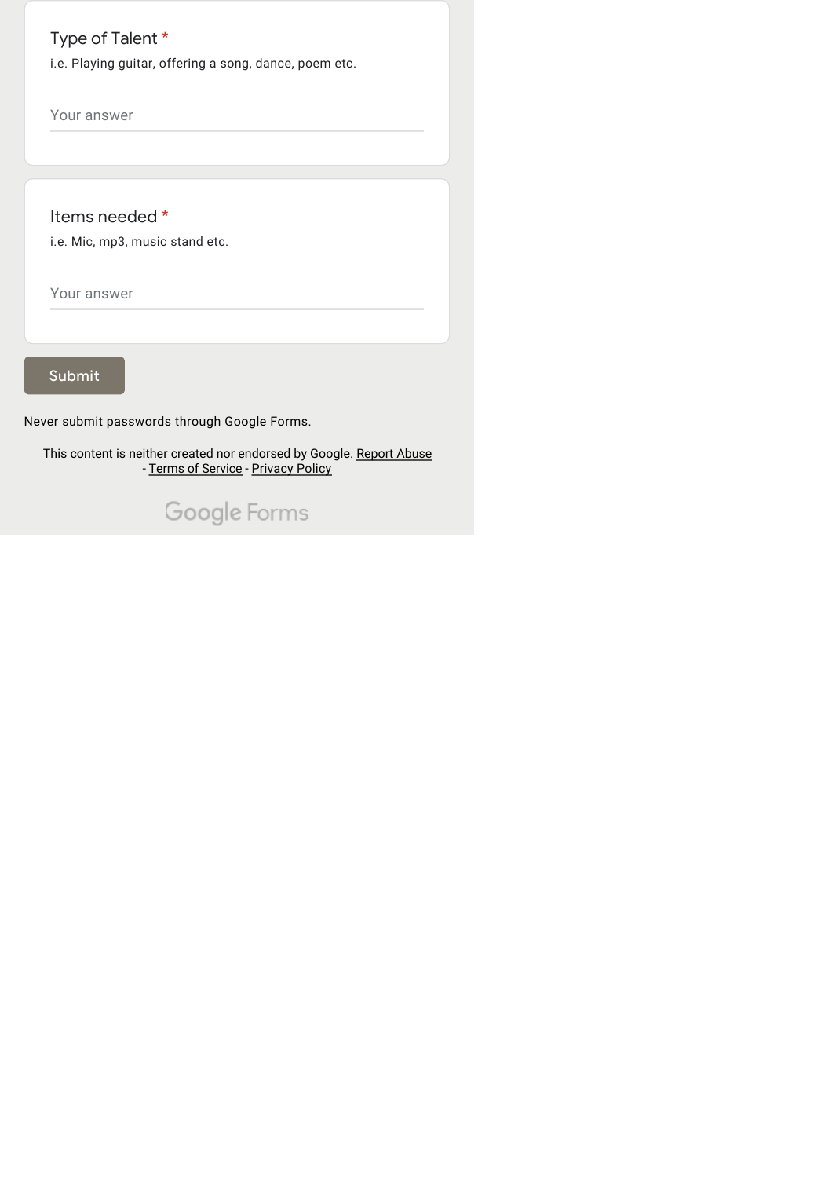Type of Talent *

i.e. Playing guitar, offering a song, dance, poem etc.

Your answer

Items needed *

i.e. Mic, mp3, music stand etc.

Your answer

Submit

Never submit passwords through Google Forms.

This content is neither created nor endorsed by Google. Report Abuse - Terms of Service - Privacy Policy

Google Forms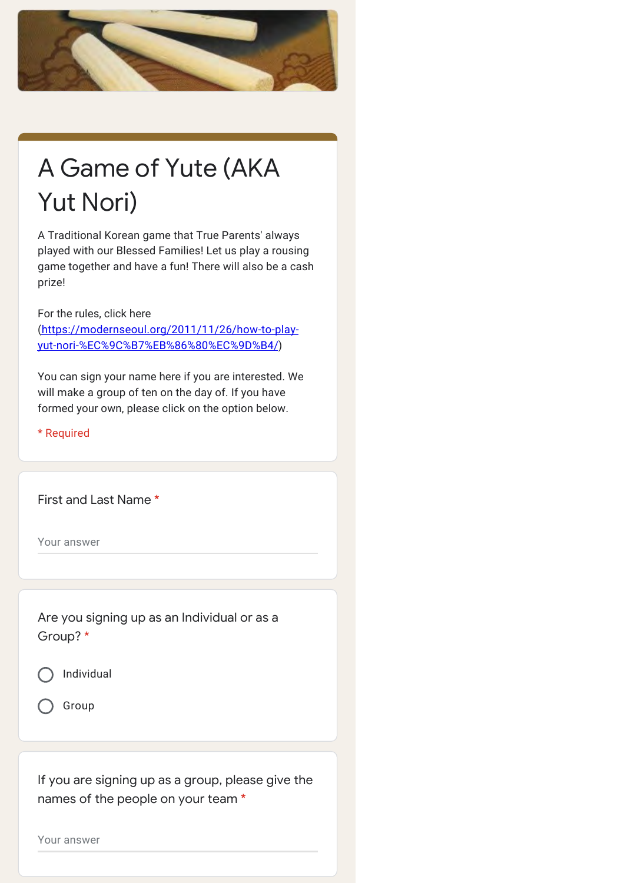# A Game of Yute (AKA Yut Nori)

A Traditional Korean game that True Parents' always played with our Blessed Families! Let us play a rousing game together and have a fun! There will also be a cash prize!

For the rules, click here (https://modernseoul.org/2011/11/26/how-to-play-yut-nori-%EC%9C%B7%EB%86%80%EC%9D%B4/)

You can sign your name here if you are interested. We will make a group of ten on the day of. If you have formed your own, please click on the option below.

* Required

First and Last Name *

Your answer

Are you signing up as an Individual or as a Group? *

- Individual
- Group

If you are signing up as a group, please give the names of the people on your team *

Your answer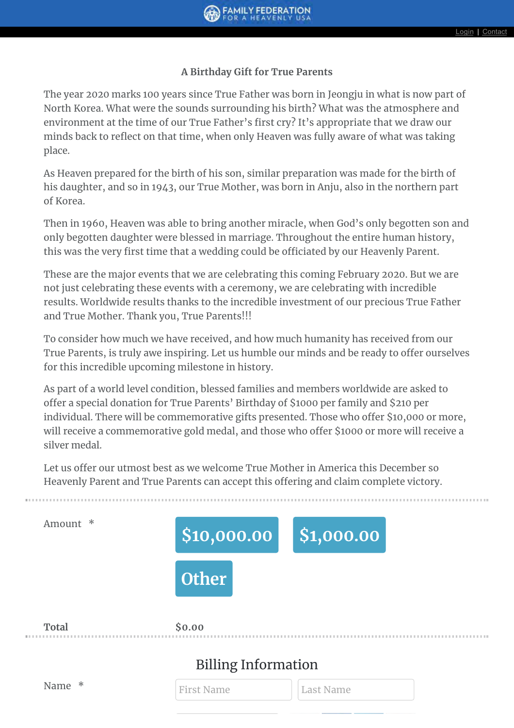FAMILY FEDERATION FOR A HEAVENLY USA

Login | Contact

### A Birthday Gift for True Parents

The year 2020 marks 100 years since True Father was born in Jeongju in what is now part of North Korea. What were the sounds surrounding his birth? What was the atmosphere and environment at the time of our True Father's first cry? It's appropriate that we draw our minds back to reflect on that time, when only Heaven was fully aware of what was taking place.

As Heaven prepared for the birth of his son, similar preparation was made for the birth of his daughter, and so in 1943, our True Mother, was born in Anju, also in the northern part of Korea.

Then in 1960, Heaven was able to bring another miracle, when God's only begotten son and only begotten daughter were blessed in marriage. Throughout the entire human history, this was the very first time that a wedding could be officiated by our Heavenly Parent.

These are the major events that we are celebrating this coming February 2020. But we are not just celebrating these events with a ceremony, we are celebrating with incredible results. Worldwide results thanks to the incredible investment of our precious True Father and True Mother. Thank you, True Parents!!!

To consider how much we have received, and how much humanity has received from our True Parents, is truly awe inspiring. Let us humble our minds and be ready to offer ourselves for this incredible upcoming milestone in history.

As part of a world level condition, blessed families and members worldwide are asked to offer a special donation for True Parents' Birthday of $1000 per family and $210 per individual. There will be commemorative gifts presented. Those who offer $10,000 or more, will receive a commemorative gold medal, and those who offer $1000 or more will receive a silver medal.

Let us offer our utmost best as we welcome True Mother in America this December so Heavenly Parent and True Parents can accept this offering and claim complete victory.

---

Amount *

$10,000.00 | $1,000.00 | Other

**Total** $0.00

---

## Billing Information

Name * First Name | Last Name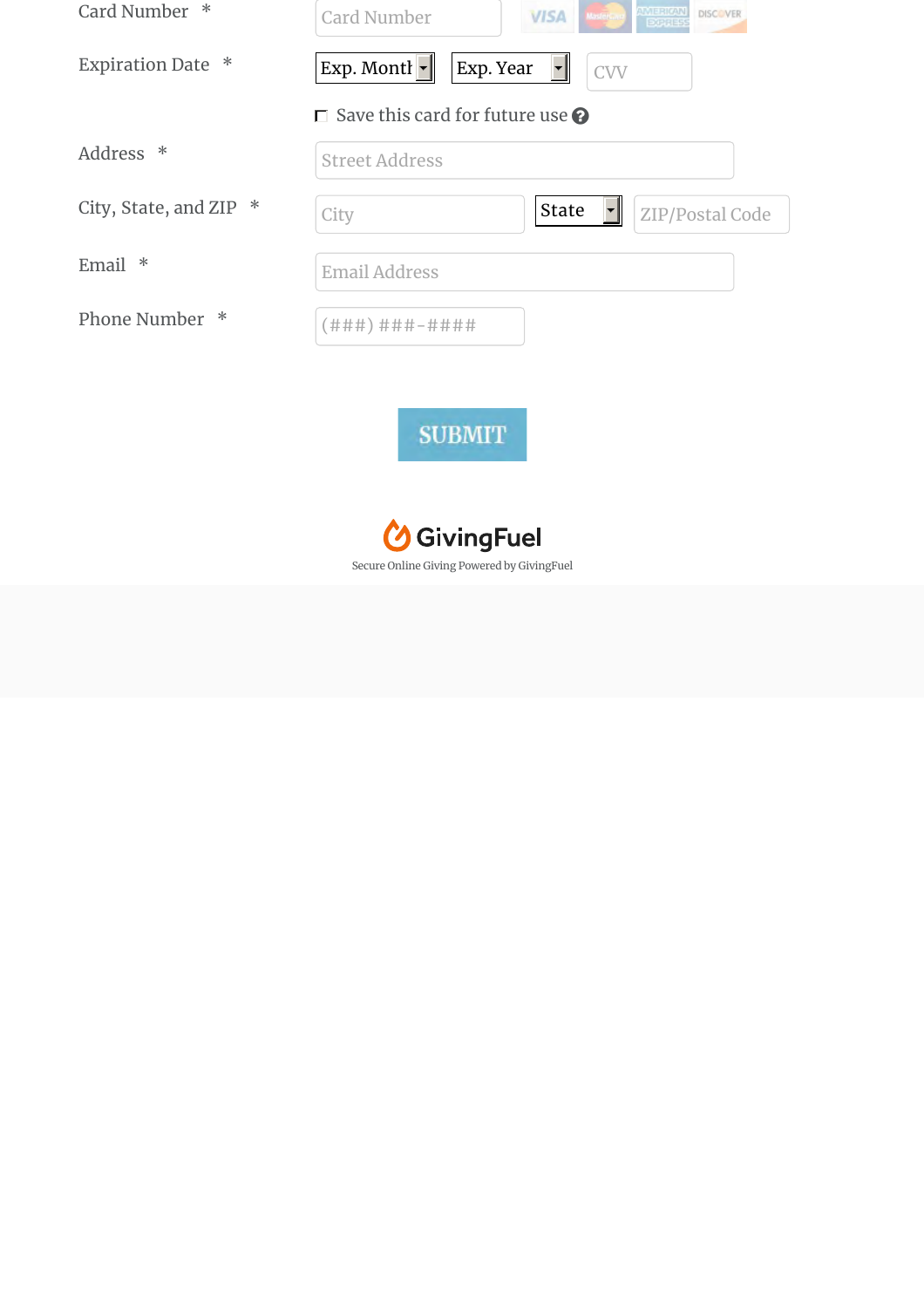Card Number *

Card Number

Expiration Date *

Exp. Month | Exp. Year | CVV

Save this card for future use

Address *

Street Address

City, State, and ZIP *

City | State | ZIP/Postal Code

Email *

Email Address

Phone Number *

(###) ###-####

SUBMIT

GivingFuel

Secure Online Giving Powered by GivingFuel